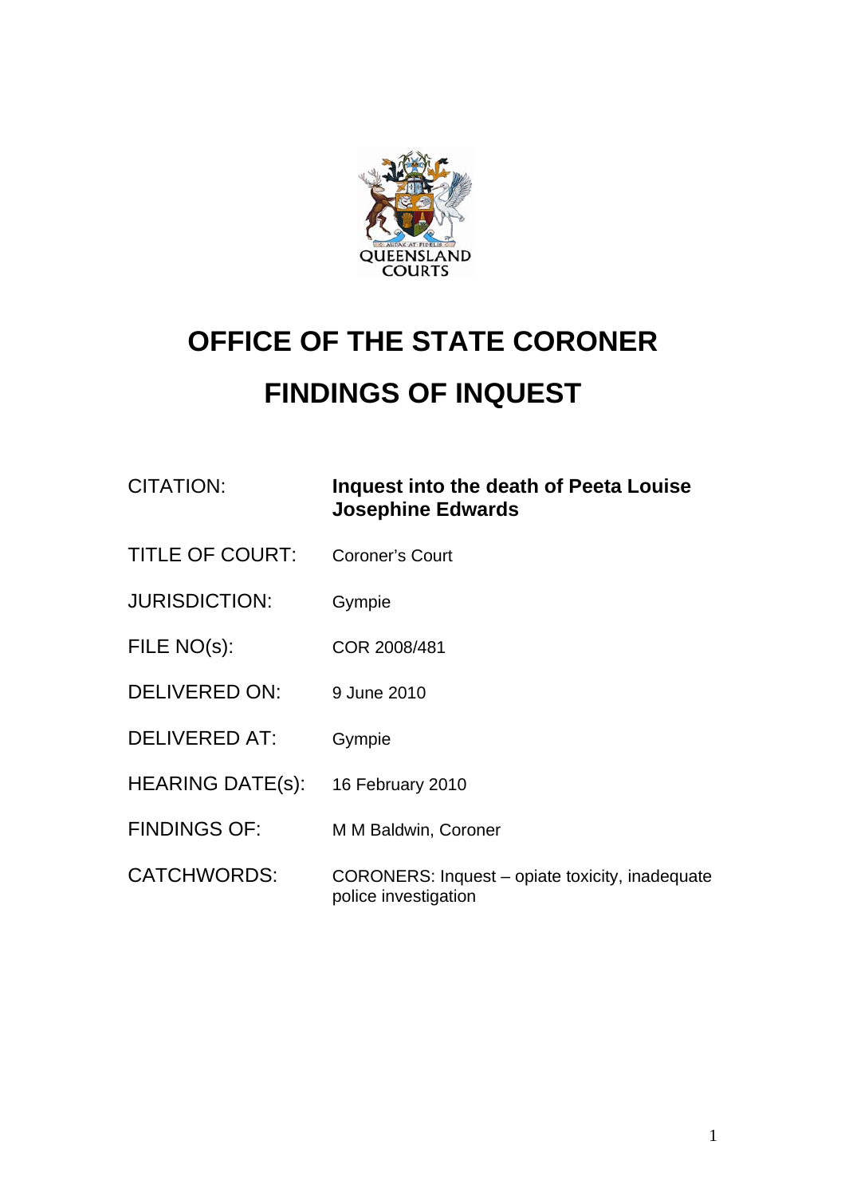QUEENSLAND COURTS

# OFFICE OF THE STATE CORONER

# FINDINGS OF INQUEST

| | |
|---|---|
| CITATION: | **Inquest into the death of Peeta Louise Josephine Edwards** |
| TITLE OF COURT: | Coroner's Court |
| JURISDICTION: | Gympie |
| FILE NO(s): | COR 2008/481 |
| DELIVERED ON: | 9 June 2010 |
| DELIVERED AT: | Gympie |
| HEARING DATE(s): | 16 February 2010 |
| FINDINGS OF: | M M Baldwin, Coroner |
| CATCHWORDS: | CORONERS: Inquest – opiate toxicity, inadequate police investigation |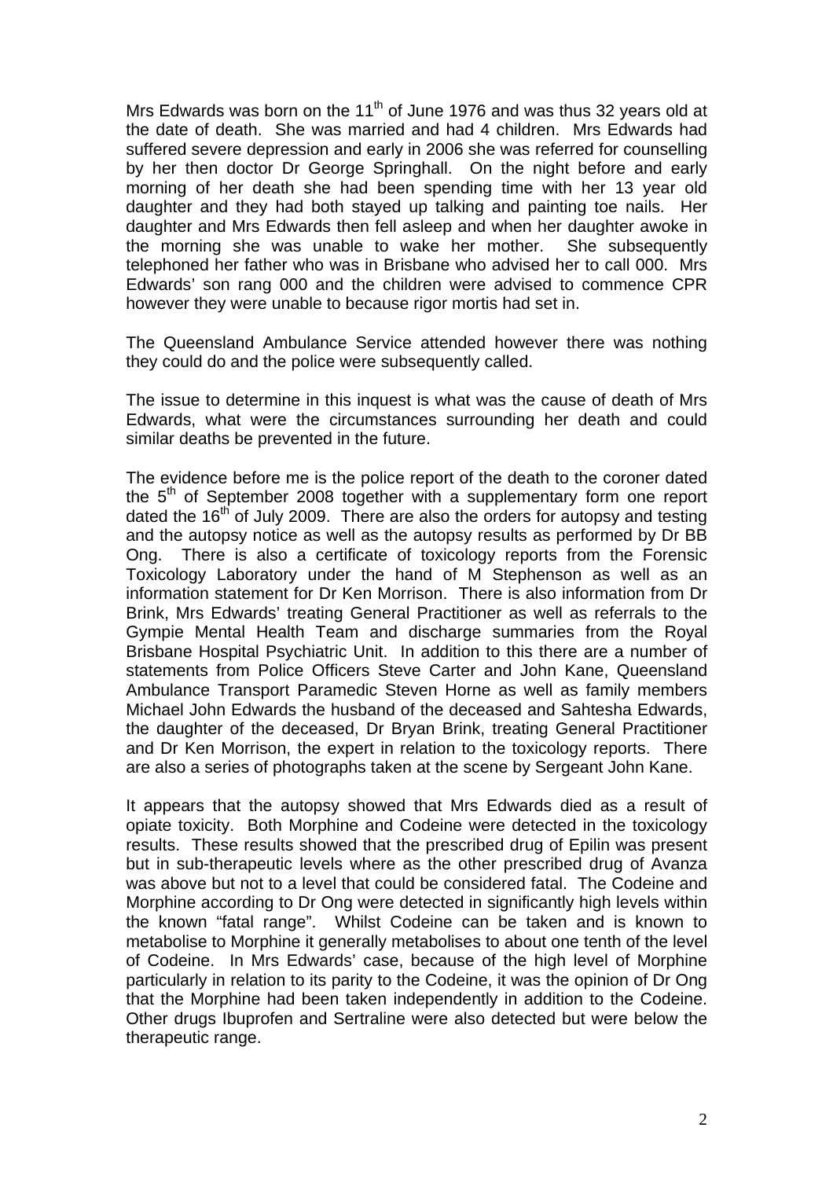Mrs Edwards was born on the 11th of June 1976 and was thus 32 years old at the date of death. She was married and had 4 children. Mrs Edwards had suffered severe depression and early in 2006 she was referred for counselling by her then doctor Dr George Springhall. On the night before and early morning of her death she had been spending time with her 13 year old daughter and they had both stayed up talking and painting toe nails. Her daughter and Mrs Edwards then fell asleep and when her daughter awoke in the morning she was unable to wake her mother. She subsequently telephoned her father who was in Brisbane who advised her to call 000. Mrs Edwards' son rang 000 and the children were advised to commence CPR however they were unable to because rigor mortis had set in.

The Queensland Ambulance Service attended however there was nothing they could do and the police were subsequently called.

The issue to determine in this inquest is what was the cause of death of Mrs Edwards, what were the circumstances surrounding her death and could similar deaths be prevented in the future.

The evidence before me is the police report of the death to the coroner dated the 5th of September 2008 together with a supplementary form one report dated the 16th of July 2009. There are also the orders for autopsy and testing and the autopsy notice as well as the autopsy results as performed by Dr BB Ong. There is also a certificate of toxicology reports from the Forensic Toxicology Laboratory under the hand of M Stephenson as well as an information statement for Dr Ken Morrison. There is also information from Dr Brink, Mrs Edwards' treating General Practitioner as well as referrals to the Gympie Mental Health Team and discharge summaries from the Royal Brisbane Hospital Psychiatric Unit. In addition to this there are a number of statements from Police Officers Steve Carter and John Kane, Queensland Ambulance Transport Paramedic Steven Horne as well as family members Michael John Edwards the husband of the deceased and Sahtesha Edwards, the daughter of the deceased, Dr Bryan Brink, treating General Practitioner and Dr Ken Morrison, the expert in relation to the toxicology reports. There are also a series of photographs taken at the scene by Sergeant John Kane.

It appears that the autopsy showed that Mrs Edwards died as a result of opiate toxicity. Both Morphine and Codeine were detected in the toxicology results. These results showed that the prescribed drug of Epilin was present but in sub-therapeutic levels where as the other prescribed drug of Avanza was above but not to a level that could be considered fatal. The Codeine and Morphine according to Dr Ong were detected in significantly high levels within the known "fatal range". Whilst Codeine can be taken and is known to metabolise to Morphine it generally metabolises to about one tenth of the level of Codeine. In Mrs Edwards' case, because of the high level of Morphine particularly in relation to its parity to the Codeine, it was the opinion of Dr Ong that the Morphine had been taken independently in addition to the Codeine. Other drugs Ibuprofen and Sertraline were also detected but were below the therapeutic range.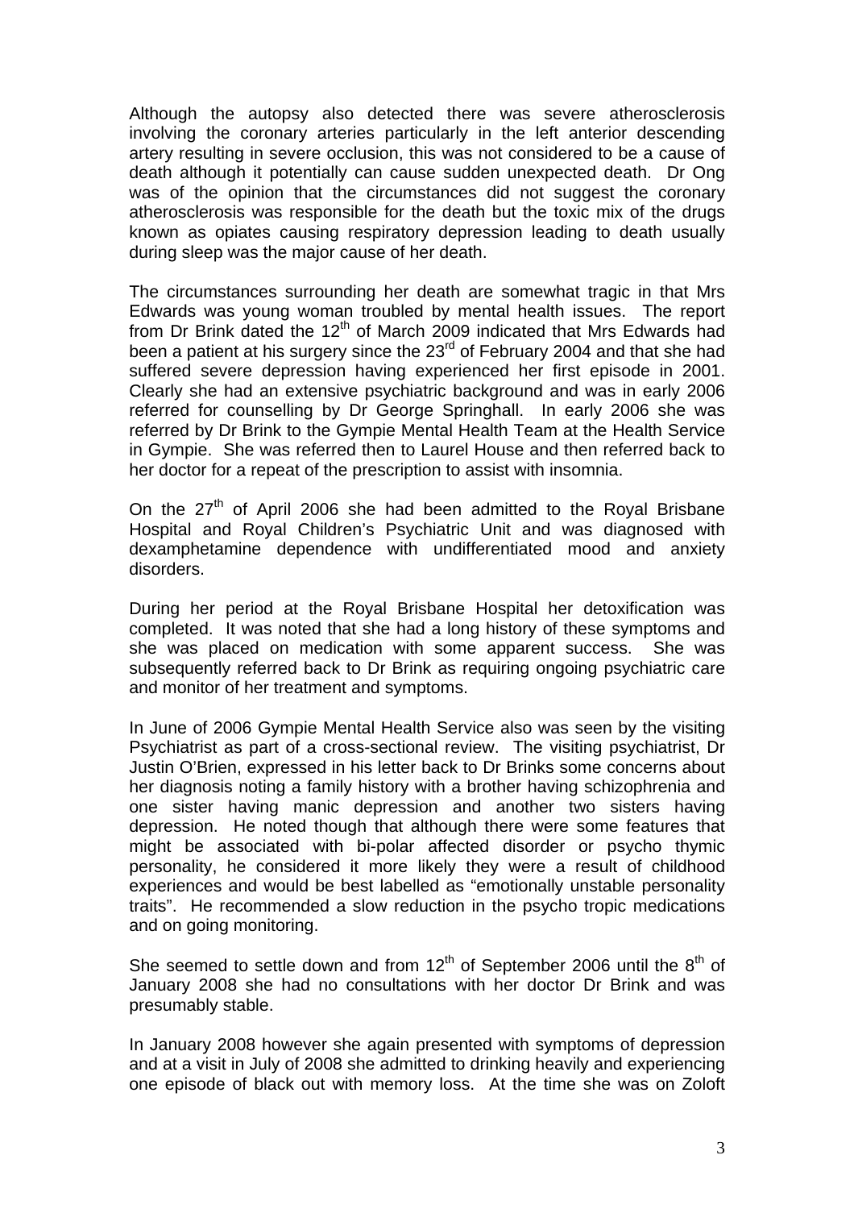Although the autopsy also detected there was severe atherosclerosis involving the coronary arteries particularly in the left anterior descending artery resulting in severe occlusion, this was not considered to be a cause of death although it potentially can cause sudden unexpected death. Dr Ong was of the opinion that the circumstances did not suggest the coronary atherosclerosis was responsible for the death but the toxic mix of the drugs known as opiates causing respiratory depression leading to death usually during sleep was the major cause of her death.

The circumstances surrounding her death are somewhat tragic in that Mrs Edwards was young woman troubled by mental health issues. The report from Dr Brink dated the 12th of March 2009 indicated that Mrs Edwards had been a patient at his surgery since the 23rd of February 2004 and that she had suffered severe depression having experienced her first episode in 2001. Clearly she had an extensive psychiatric background and was in early 2006 referred for counselling by Dr George Springhall. In early 2006 she was referred by Dr Brink to the Gympie Mental Health Team at the Health Service in Gympie. She was referred then to Laurel House and then referred back to her doctor for a repeat of the prescription to assist with insomnia.

On the 27th of April 2006 she had been admitted to the Royal Brisbane Hospital and Royal Children's Psychiatric Unit and was diagnosed with dexamphetamine dependence with undifferentiated mood and anxiety disorders.

During her period at the Royal Brisbane Hospital her detoxification was completed. It was noted that she had a long history of these symptoms and she was placed on medication with some apparent success. She was subsequently referred back to Dr Brink as requiring ongoing psychiatric care and monitor of her treatment and symptoms.

In June of 2006 Gympie Mental Health Service also was seen by the visiting Psychiatrist as part of a cross-sectional review. The visiting psychiatrist, Dr Justin O'Brien, expressed in his letter back to Dr Brinks some concerns about her diagnosis noting a family history with a brother having schizophrenia and one sister having manic depression and another two sisters having depression. He noted though that although there were some features that might be associated with bi-polar affected disorder or psycho thymic personality, he considered it more likely they were a result of childhood experiences and would be best labelled as "emotionally unstable personality traits". He recommended a slow reduction in the psycho tropic medications and on going monitoring.

She seemed to settle down and from 12th of September 2006 until the 8th of January 2008 she had no consultations with her doctor Dr Brink and was presumably stable.

In January 2008 however she again presented with symptoms of depression and at a visit in July of 2008 she admitted to drinking heavily and experiencing one episode of black out with memory loss. At the time she was on Zoloft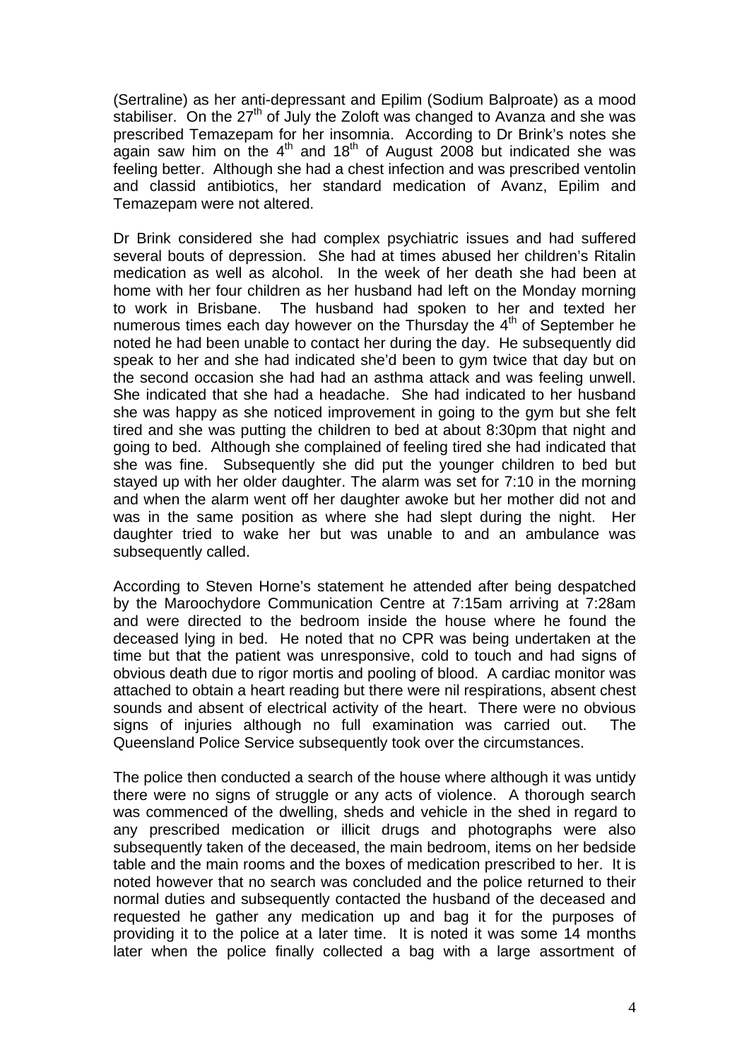(Sertraline) as her anti-depressant and Epilim (Sodium Balproate) as a mood stabiliser. On the 27th of July the Zoloft was changed to Avanza and she was prescribed Temazepam for her insomnia. According to Dr Brink's notes she again saw him on the 4th and 18th of August 2008 but indicated she was feeling better. Although she had a chest infection and was prescribed ventolin and classid antibiotics, her standard medication of Avanz, Epilim and Temazepam were not altered.

Dr Brink considered she had complex psychiatric issues and had suffered several bouts of depression. She had at times abused her children's Ritalin medication as well as alcohol. In the week of her death she had been at home with her four children as her husband had left on the Monday morning to work in Brisbane. The husband had spoken to her and texted her numerous times each day however on the Thursday the 4th of September he noted he had been unable to contact her during the day. He subsequently did speak to her and she had indicated she'd been to gym twice that day but on the second occasion she had had an asthma attack and was feeling unwell. She indicated that she had a headache. She had indicated to her husband she was happy as she noticed improvement in going to the gym but she felt tired and she was putting the children to bed at about 8:30pm that night and going to bed. Although she complained of feeling tired she had indicated that she was fine. Subsequently she did put the younger children to bed but stayed up with her older daughter. The alarm was set for 7:10 in the morning and when the alarm went off her daughter awoke but her mother did not and was in the same position as where she had slept during the night. Her daughter tried to wake her but was unable to and an ambulance was subsequently called.

According to Steven Horne's statement he attended after being despatched by the Maroochydore Communication Centre at 7:15am arriving at 7:28am and were directed to the bedroom inside the house where he found the deceased lying in bed. He noted that no CPR was being undertaken at the time but that the patient was unresponsive, cold to touch and had signs of obvious death due to rigor mortis and pooling of blood. A cardiac monitor was attached to obtain a heart reading but there were nil respirations, absent chest sounds and absent of electrical activity of the heart. There were no obvious signs of injuries although no full examination was carried out. The Queensland Police Service subsequently took over the circumstances.

The police then conducted a search of the house where although it was untidy there were no signs of struggle or any acts of violence. A thorough search was commenced of the dwelling, sheds and vehicle in the shed in regard to any prescribed medication or illicit drugs and photographs were also subsequently taken of the deceased, the main bedroom, items on her bedside table and the main rooms and the boxes of medication prescribed to her. It is noted however that no search was concluded and the police returned to their normal duties and subsequently contacted the husband of the deceased and requested he gather any medication up and bag it for the purposes of providing it to the police at a later time. It is noted it was some 14 months later when the police finally collected a bag with a large assortment of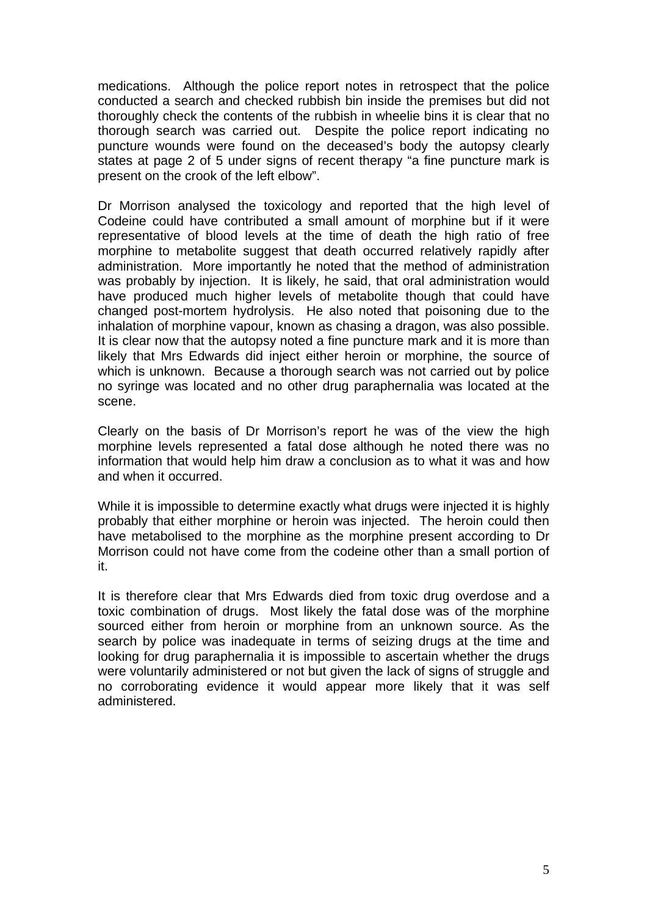medications. Although the police report notes in retrospect that the police conducted a search and checked rubbish bin inside the premises but did not thoroughly check the contents of the rubbish in wheelie bins it is clear that no thorough search was carried out. Despite the police report indicating no puncture wounds were found on the deceased's body the autopsy clearly states at page 2 of 5 under signs of recent therapy "a fine puncture mark is present on the crook of the left elbow".

Dr Morrison analysed the toxicology and reported that the high level of Codeine could have contributed a small amount of morphine but if it were representative of blood levels at the time of death the high ratio of free morphine to metabolite suggest that death occurred relatively rapidly after administration. More importantly he noted that the method of administration was probably by injection. It is likely, he said, that oral administration would have produced much higher levels of metabolite though that could have changed post-mortem hydrolysis. He also noted that poisoning due to the inhalation of morphine vapour, known as chasing a dragon, was also possible. It is clear now that the autopsy noted a fine puncture mark and it is more than likely that Mrs Edwards did inject either heroin or morphine, the source of which is unknown. Because a thorough search was not carried out by police no syringe was located and no other drug paraphernalia was located at the scene.

Clearly on the basis of Dr Morrison's report he was of the view the high morphine levels represented a fatal dose although he noted there was no information that would help him draw a conclusion as to what it was and how and when it occurred.

While it is impossible to determine exactly what drugs were injected it is highly probably that either morphine or heroin was injected. The heroin could then have metabolised to the morphine as the morphine present according to Dr Morrison could not have come from the codeine other than a small portion of it.

It is therefore clear that Mrs Edwards died from toxic drug overdose and a toxic combination of drugs. Most likely the fatal dose was of the morphine sourced either from heroin or morphine from an unknown source. As the search by police was inadequate in terms of seizing drugs at the time and looking for drug paraphernalia it is impossible to ascertain whether the drugs were voluntarily administered or not but given the lack of signs of struggle and no corroborating evidence it would appear more likely that it was self administered.